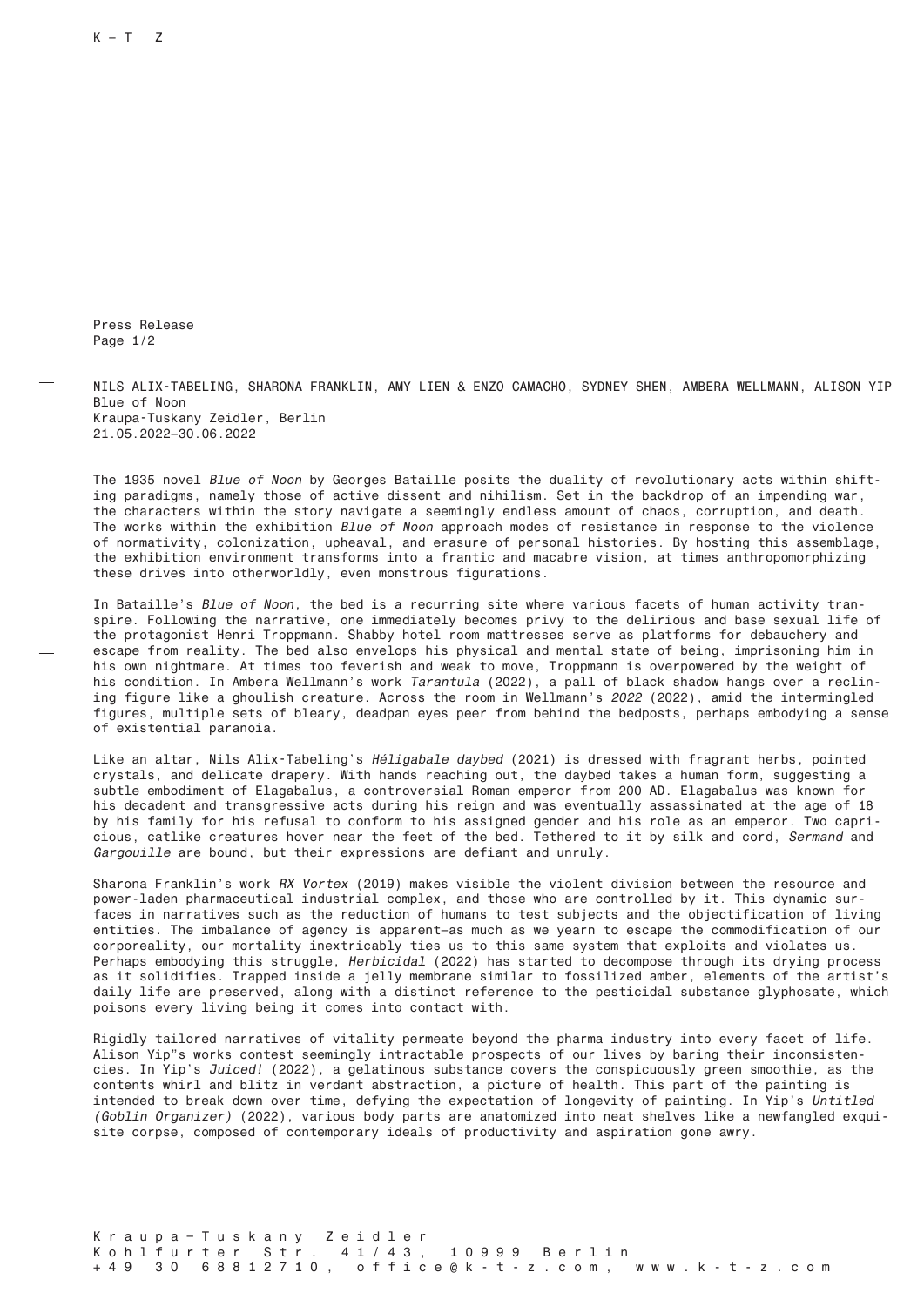Press Release

NILS ALIX-TABELING, SHARONA FRANKLIN, AMY LIEN & ENZO CAMACHO, SYDNEY SHEN, AMBERA WELLMANN, ALISON YIP
Blue of Noon
Kraupa-Tuskany Zeidler, Berlin
21.05.2022–30.06.2022

The 1935 novel *Blue of Noon* by Georges Bataille posits the duality of revolutionary acts within shifting paradigms, namely those of active dissent and nihilism. Set in the backdrop of an impending war, the characters within the story navigate a seemingly endless amount of chaos, corruption, and death. The works within the exhibition *Blue of Noon* approach modes of resistance in response to the violence of normativity, colonization, upheaval, and erasure of personal histories. By hosting this assemblage, the exhibition environment transforms into a frantic and macabre vision, at times anthropomorphizing these drives into otherworldly, even monstrous figurations.

In Bataille's *Blue of Noon*, the bed is a recurring site where various facets of human activity transpire. Following the narrative, one immediately becomes privy to the delirious and base sexual life of the protagonist Henri Troppmann. Shabby hotel room mattresses serve as platforms for debauchery and escape from reality. The bed also envelops his physical and mental state of being, imprisoning him in his own nightmare. At times too feverish and weak to move, Troppmann is overpowered by the weight of his condition. In Ambera Wellmann's work *Tarantula* (2022), a pall of black shadow hangs over a reclining figure like a ghoulish creature. Across the room in Wellmann's *2022* (2022), amid the intermingled figures, multiple sets of bleary, deadpan eyes peer from behind the bedposts, perhaps embodying a sense of existential paranoia.

Like an altar, Nils Alix-Tabeling's *Héligabale daybed* (2021) is dressed with fragrant herbs, pointed crystals, and delicate drapery. With hands reaching out, the daybed takes a human form, suggesting a subtle embodiment of Elagabalus, a controversial Roman emperor from 200 AD. Elagabalus was known for his decadent and transgressive acts during his reign and was eventually assassinated at the age of 18 by his family for his refusal to conform to his assigned gender and his role as an emperor. Two capricious, catlike creatures hover near the feet of the bed. Tethered to it by silk and cord, *Sermand* and *Gargouille* are bound, but their expressions are defiant and unruly.

Sharona Franklin's work *RX Vortex* (2019) makes visible the violent division between the resource and power-laden pharmaceutical industrial complex, and those who are controlled by it. This dynamic surfaces in narratives such as the reduction of humans to test subjects and the objectification of living entities. The imbalance of agency is apparent—as much as we yearn to escape the commodification of our corporeality, our mortality inextricably ties us to this same system that exploits and violates us. Perhaps embodying this struggle, *Herbicidal* (2022) has started to decompose through its drying process as it solidifies. Trapped inside a jelly membrane similar to fossilized amber, elements of the artist's daily life are preserved, along with a distinct reference to the pesticidal substance glyphosate, which poisons every living being it comes into contact with.

Rigidly tailored narratives of vitality permeate beyond the pharma industry into every facet of life. Alison Yip"s works contest seemingly intractable prospects of our lives by baring their inconsistencies. In Yip's *Juiced!* (2022), a gelatinous substance covers the conspicuously green smoothie, as the contents whirl and blitz in verdant abstraction, a picture of health. This part of the painting is intended to break down over time, defying the expectation of longevity of painting. In Yip's *Untitled (Goblin Organizer)* (2022), various body parts are anatomized into neat shelves like a newfangled exquisite corpse, composed of contemporary ideals of productivity and aspiration gone awry.

Kraupa–Tuskany Zeidler
Kohlfurter Str. 41/43, 10999 Berlin
+49 30 68812710, office@k-t-z.com, www.k-t-z.com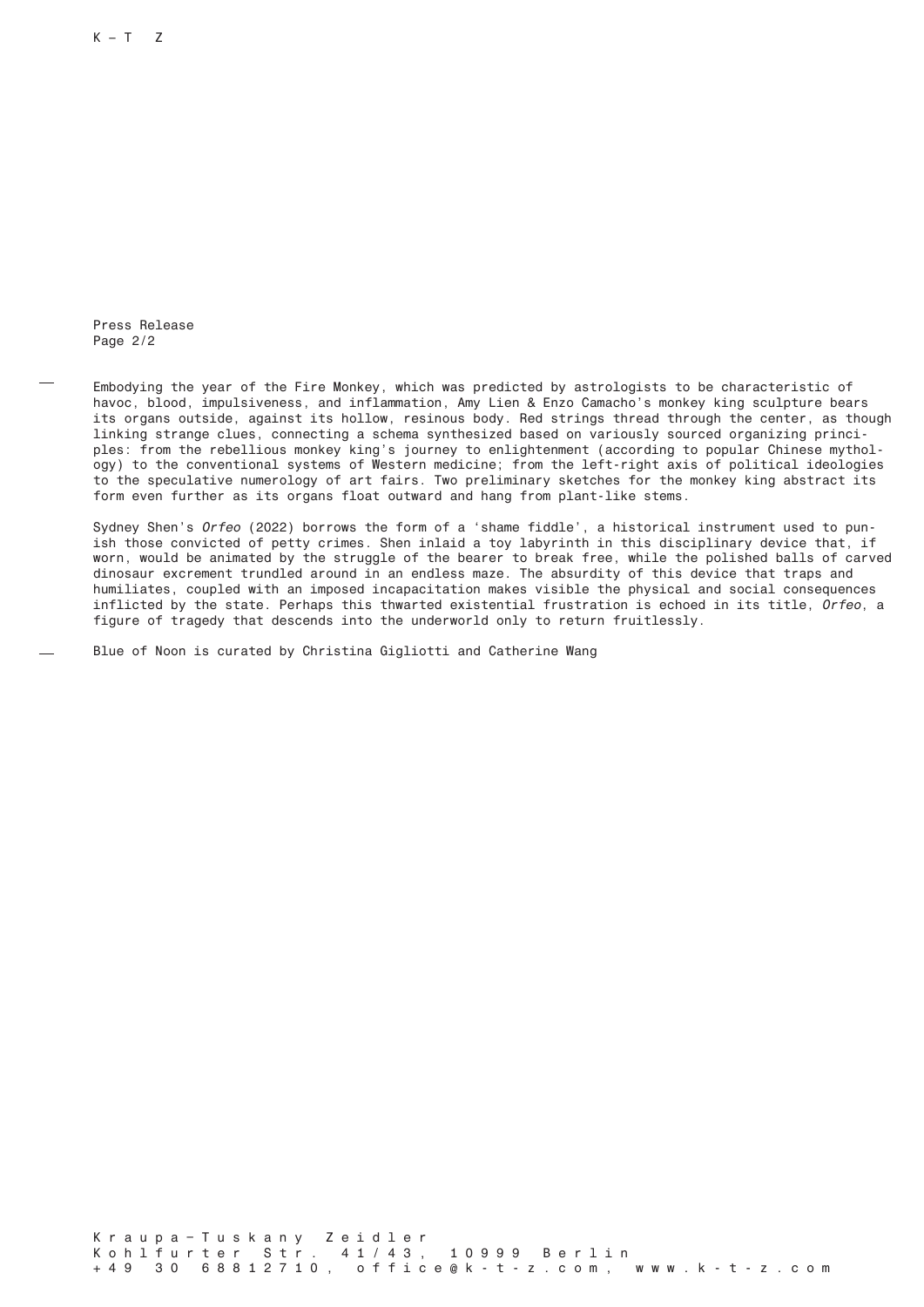Press Release
Page 2/2

Embodying the year of the Fire Monkey, which was predicted by astrologists to be characteristic of havoc, blood, impulsiveness, and inflammation, Amy Lien & Enzo Camacho's monkey king sculpture bears its organs outside, against its hollow, resinous body. Red strings thread through the center, as though linking strange clues, connecting a schema synthesized based on variously sourced organizing principles: from the rebellious monkey king's journey to enlightenment (according to popular Chinese mythology) to the conventional systems of Western medicine; from the left-right axis of political ideologies to the speculative numerology of art fairs. Two preliminary sketches for the monkey king abstract its form even further as its organs float outward and hang from plant-like stems.

Sydney Shen's *Orfeo* (2022) borrows the form of a 'shame fiddle', a historical instrument used to punish those convicted of petty crimes. Shen inlaid a toy labyrinth in this disciplinary device that, if worn, would be animated by the struggle of the bearer to break free, while the polished balls of carved dinosaur excrement trundled around in an endless maze. The absurdity of this device that traps and humiliates, coupled with an imposed incapacitation makes visible the physical and social consequences inflicted by the state. Perhaps this thwarted existential frustration is echoed in its title, *Orfeo*, a figure of tragedy that descends into the underworld only to return fruitlessly.

Blue of Noon is curated by Christina Gigliotti and Catherine Wang

Kraupa—Tuskany Zeidler
Kohlfurter Str. 41/43, 10999 Berlin
+49 30 68812710, office@k-t-z.com, www.k-t-z.com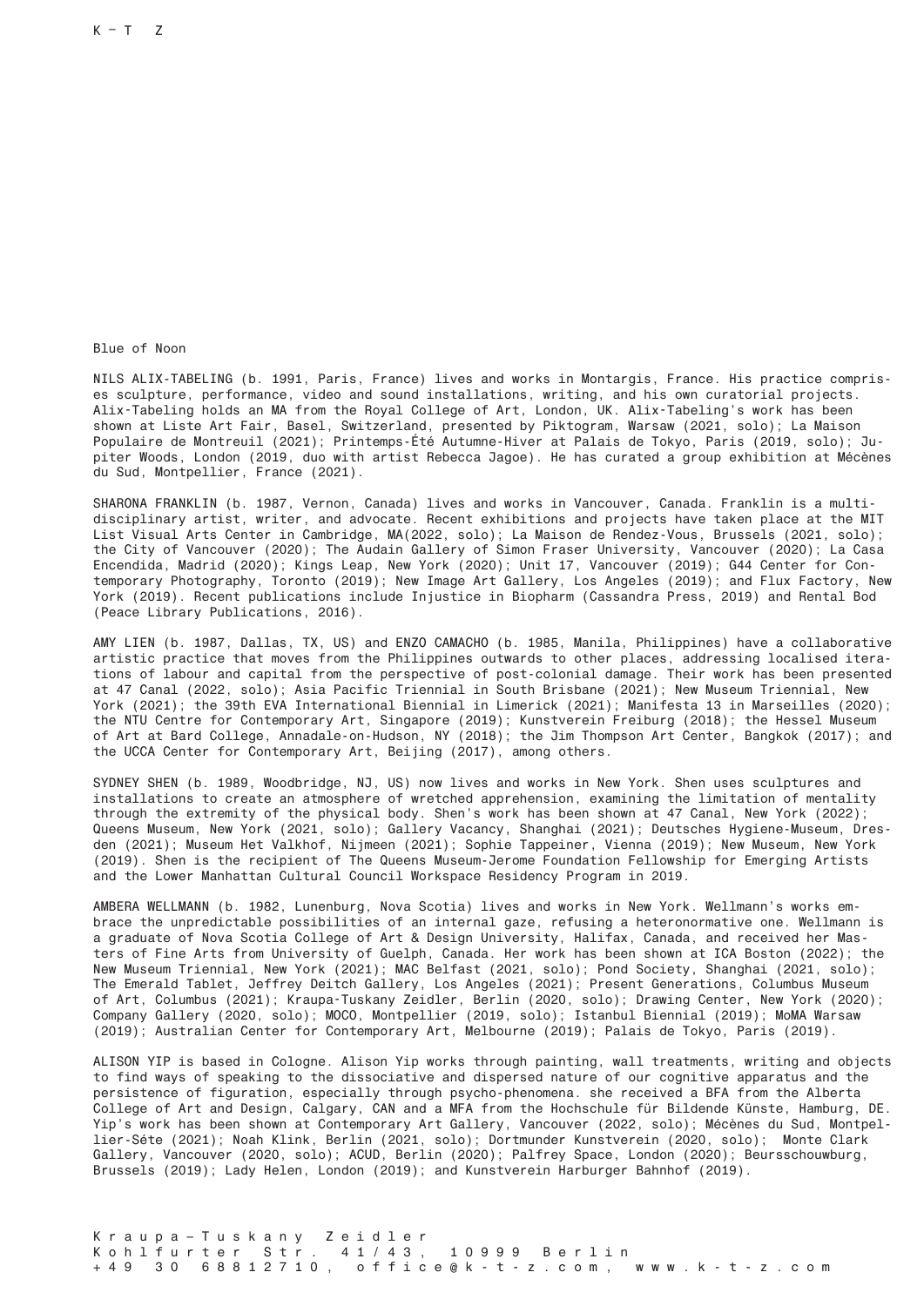Blue of Noon

NILS ALIX-TABELING (b. 1991, Paris, France) lives and works in Montargis, France. His practice comprises sculpture, performance, video and sound installations, writing, and his own curatorial projects. Alix-Tabeling holds an MA from the Royal College of Art, London, UK. Alix-Tabeling's work has been shown at Liste Art Fair, Basel, Switzerland, presented by Piktogram, Warsaw (2021, solo); La Maison Populaire de Montreuil (2021); Printemps-Été Autumne-Hiver at Palais de Tokyo, Paris (2019, solo); Jupiter Woods, London (2019, duo with artist Rebecca Jagoe). He has curated a group exhibition at Mécènes du Sud, Montpellier, France (2021).

SHARONA FRANKLIN (b. 1987, Vernon, Canada) lives and works in Vancouver, Canada. Franklin is a multi-disciplinary artist, writer, and advocate. Recent exhibitions and projects have taken place at the MIT List Visual Arts Center in Cambridge, MA(2022, solo); La Maison de Rendez-Vous, Brussels (2021, solo); the City of Vancouver (2020); The Audain Gallery of Simon Fraser University, Vancouver (2020); La Casa Encendida, Madrid (2020); Kings Leap, New York (2020); Unit 17, Vancouver (2019); G44 Center for Contemporary Photography, Toronto (2019); New Image Art Gallery, Los Angeles (2019); and Flux Factory, New York (2019). Recent publications include Injustice in Biopharm (Cassandra Press, 2019) and Rental Bod (Peace Library Publications, 2016).

AMY LIEN (b. 1987, Dallas, TX, US) and ENZO CAMACHO (b. 1985, Manila, Philippines) have a collaborative artistic practice that moves from the Philippines outwards to other places, addressing localised iterations of labour and capital from the perspective of post-colonial damage. Their work has been presented at 47 Canal (2022, solo); Asia Pacific Triennial in South Brisbane (2021); New Museum Triennial, New York (2021); the 39th EVA International Biennial in Limerick (2021); Manifesta 13 in Marseilles (2020); the NTU Centre for Contemporary Art, Singapore (2019); Kunstverein Freiburg (2018); the Hessel Museum of Art at Bard College, Annadale-on-Hudson, NY (2018); the Jim Thompson Art Center, Bangkok (2017); and the UCCA Center for Contemporary Art, Beijing (2017), among others.

SYDNEY SHEN (b. 1989, Woodbridge, NJ, US) now lives and works in New York. Shen uses sculptures and installations to create an atmosphere of wretched apprehension, examining the limitation of mentality through the extremity of the physical body. Shen's work has been shown at 47 Canal, New York (2022); Queens Museum, New York (2021, solo); Gallery Vacancy, Shanghai (2021); Deutsches Hygiene-Museum, Dresden (2021); Museum Het Valkhof, Nijmeen (2021); Sophie Tappeiner, Vienna (2019); New Museum, New York (2019). Shen is the recipient of The Queens Museum-Jerome Foundation Fellowship for Emerging Artists and the Lower Manhattan Cultural Council Workspace Residency Program in 2019.

AMBERA WELLMANN (b. 1982, Lunenburg, Nova Scotia) lives and works in New York. Wellmann's works embrace the unpredictable possibilities of an internal gaze, refusing a heteronormative one. Wellmann is a graduate of Nova Scotia College of Art & Design University, Halifax, Canada, and received her Masters of Fine Arts from University of Guelph, Canada. Her work has been shown at ICA Boston (2022); the New Museum Triennial, New York (2021); MAC Belfast (2021, solo); Pond Society, Shanghai (2021, solo); The Emerald Tablet, Jeffrey Deitch Gallery, Los Angeles (2021); Present Generations, Columbus Museum of Art, Columbus (2021); Kraupa-Tuskany Zeidler, Berlin (2020, solo); Drawing Center, New York (2020); Company Gallery (2020, solo); MOCO, Montpellier (2019, solo); Istanbul Biennial (2019); MoMA Warsaw (2019); Australian Center for Contemporary Art, Melbourne (2019); Palais de Tokyo, Paris (2019).

ALISON YIP is based in Cologne. Alison Yip works through painting, wall treatments, writing and objects to find ways of speaking to the dissociative and dispersed nature of our cognitive apparatus and the persistence of figuration, especially through psycho-phenomena. she received a BFA from the Alberta College of Art and Design, Calgary, CAN and a MFA from the Hochschule für Bildende Künste, Hamburg, DE. Yip's work has been shown at Contemporary Art Gallery, Vancouver (2022, solo); Mécènes du Sud, Montpellier-Séte (2021); Noah Klink, Berlin (2021, solo); Dortmunder Kunstverein (2020, solo); Monte Clark Gallery, Vancouver (2020, solo); ACUD, Berlin (2020); Palfrey Space, London (2020); Beursschouwburg, Brussels (2019); Lady Helen, London (2019); and Kunstverein Harburger Bahnhof (2019).